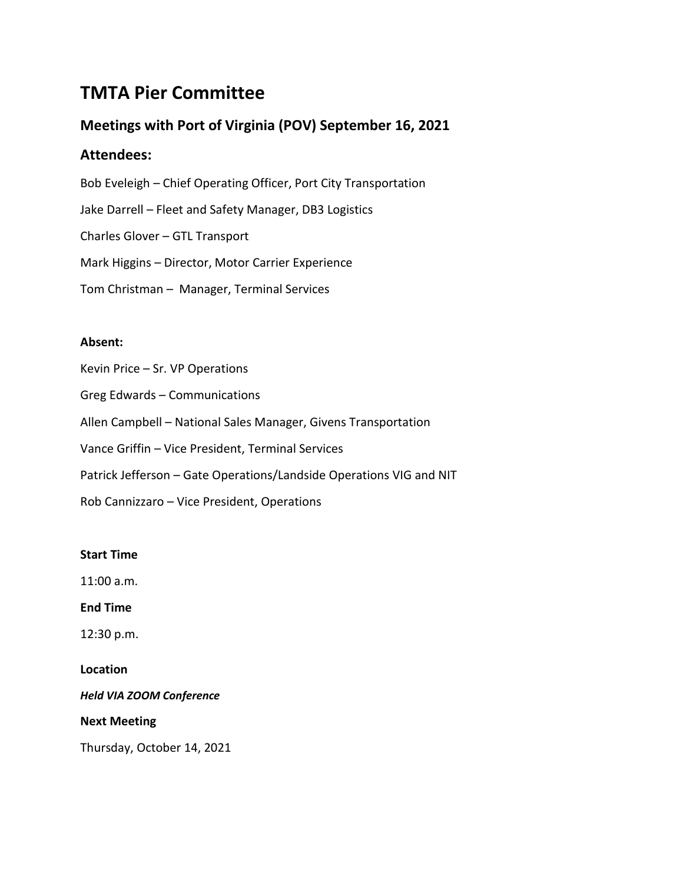# TMTA Pier Committee

## Meetings with Port of Virginia (POV) September 16, 2021

## Attendees:

Bob Eveleigh – Chief Operating Officer, Port City Transportation

Jake Darrell – Fleet and Safety Manager, DB3 Logistics

Charles Glover – GTL Transport

Mark Higgins – Director, Motor Carrier Experience

Tom Christman – Manager, Terminal Services

**Absent:**

Kevin Price – Sr. VP Operations

Greg Edwards – Communications

Allen Campbell – National Sales Manager, Givens Transportation

Vance Griffin – Vice President, Terminal Services

Patrick Jefferson – Gate Operations/Landside Operations VIG and NIT

Rob Cannizzaro – Vice President, Operations

**Start Time**

11:00 a.m.

**End Time**

12:30 p.m.

**Location**

***Held VIA ZOOM Conference***

**Next Meeting**

Thursday, October 14, 2021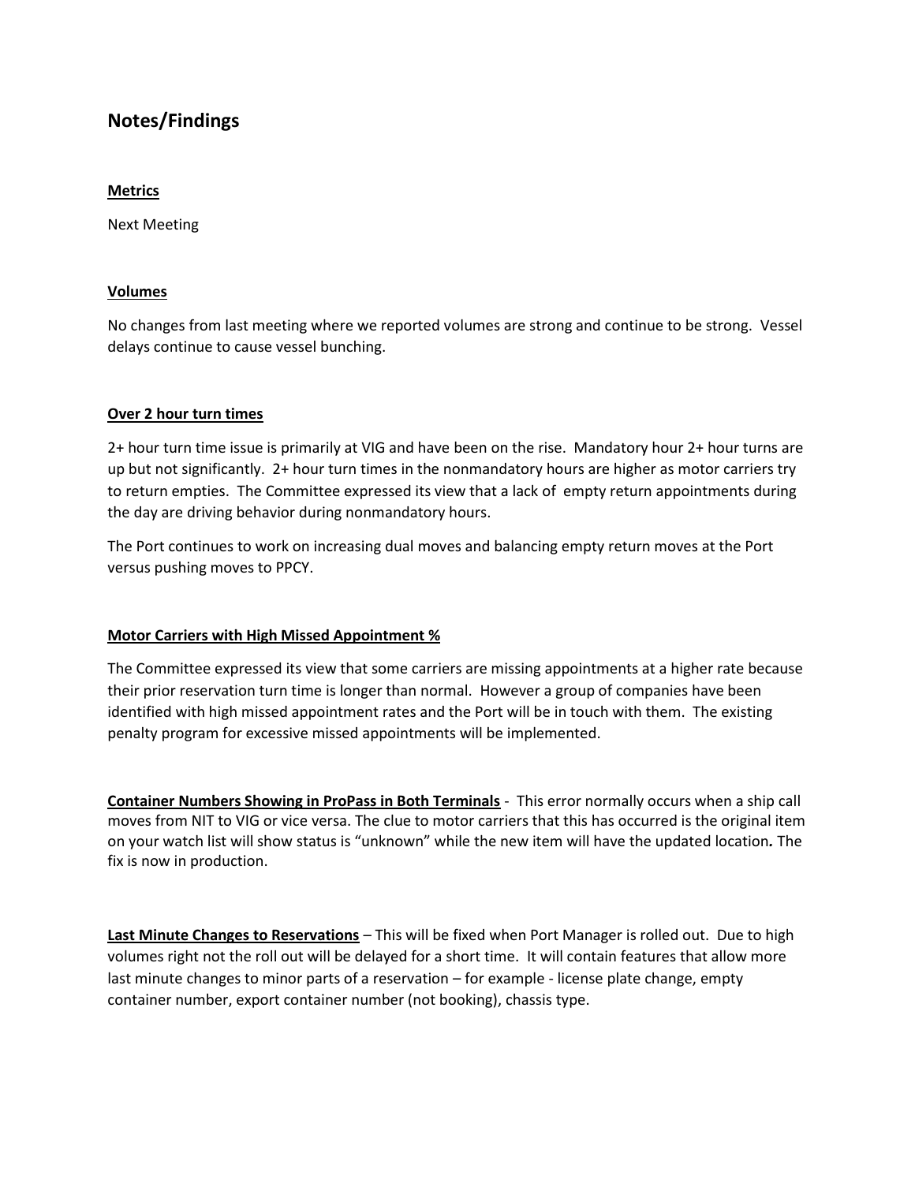## Notes/Findings

**Metrics**

Next Meeting

**Volumes**

No changes from last meeting where we reported volumes are strong and continue to be strong. Vessel delays continue to cause vessel bunching.

**Over 2 hour turn times**

2+ hour turn time issue is primarily at VIG and have been on the rise. Mandatory hour 2+ hour turns are up but not significantly. 2+ hour turn times in the nonmandatory hours are higher as motor carriers try to return empties. The Committee expressed its view that a lack of empty return appointments during the day are driving behavior during nonmandatory hours.

The Port continues to work on increasing dual moves and balancing empty return moves at the Port versus pushing moves to PPCY.

**Motor Carriers with High Missed Appointment %**

The Committee expressed its view that some carriers are missing appointments at a higher rate because their prior reservation turn time is longer than normal. However a group of companies have been identified with high missed appointment rates and the Port will be in touch with them. The existing penalty program for excessive missed appointments will be implemented.

**Container Numbers Showing in ProPass in Both Terminals** - This error normally occurs when a ship call moves from NIT to VIG or vice versa. The clue to motor carriers that this has occurred is the original item on your watch list will show status is "unknown" while the new item will have the updated location**.** The fix is now in production.

**Last Minute Changes to Reservations** – This will be fixed when Port Manager is rolled out. Due to high volumes right not the roll out will be delayed for a short time. It will contain features that allow more last minute changes to minor parts of a reservation – for example - license plate change, empty container number, export container number (not booking), chassis type.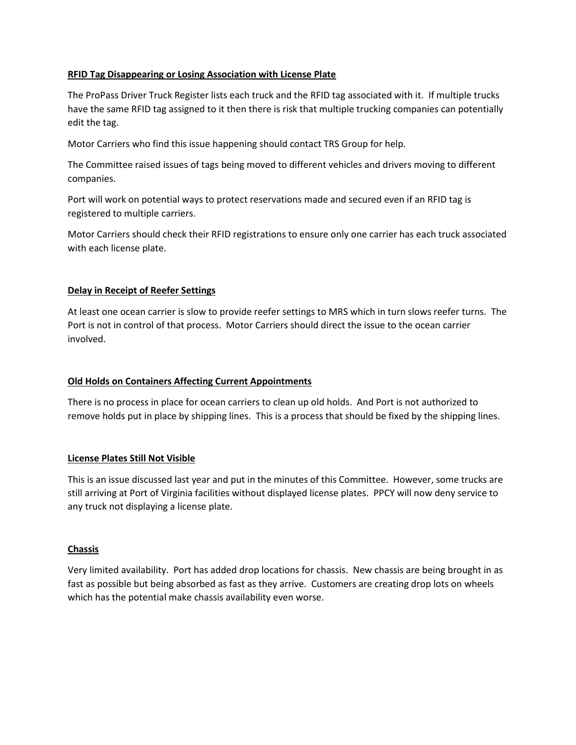**RFID Tag Disappearing or Losing Association with License Plate**

The ProPass Driver Truck Register lists each truck and the RFID tag associated with it. If multiple trucks have the same RFID tag assigned to it then there is risk that multiple trucking companies can potentially edit the tag.

Motor Carriers who find this issue happening should contact TRS Group for help.

The Committee raised issues of tags being moved to different vehicles and drivers moving to different companies.

Port will work on potential ways to protect reservations made and secured even if an RFID tag is registered to multiple carriers.

Motor Carriers should check their RFID registrations to ensure only one carrier has each truck associated with each license plate.

**Delay in Receipt of Reefer Settings**

At least one ocean carrier is slow to provide reefer settings to MRS which in turn slows reefer turns. The Port is not in control of that process. Motor Carriers should direct the issue to the ocean carrier involved.

**Old Holds on Containers Affecting Current Appointments**

There is no process in place for ocean carriers to clean up old holds. And Port is not authorized to remove holds put in place by shipping lines. This is a process that should be fixed by the shipping lines.

**License Plates Still Not Visible**

This is an issue discussed last year and put in the minutes of this Committee. However, some trucks are still arriving at Port of Virginia facilities without displayed license plates. PPCY will now deny service to any truck not displaying a license plate.

**Chassis**

Very limited availability. Port has added drop locations for chassis. New chassis are being brought in as fast as possible but being absorbed as fast as they arrive. Customers are creating drop lots on wheels which has the potential make chassis availability even worse.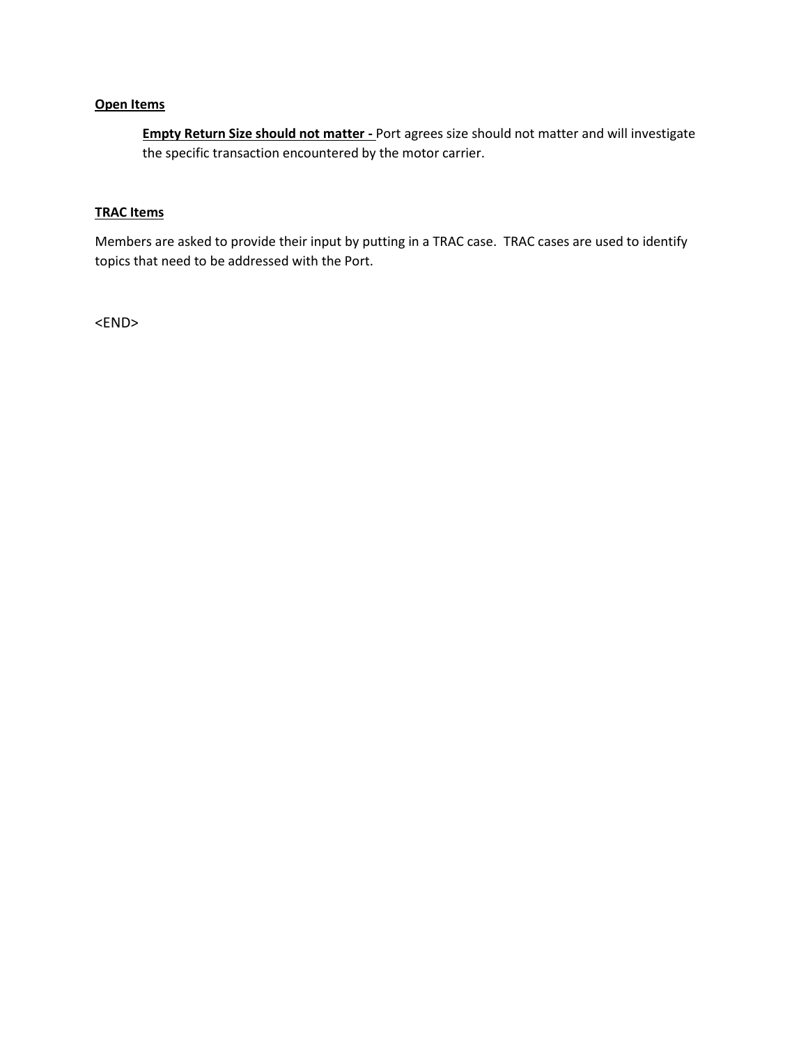**Open Items**

**Empty Return Size should not matter -** Port agrees size should not matter and will investigate the specific transaction encountered by the motor carrier.

**TRAC Items**

Members are asked to provide their input by putting in a TRAC case. TRAC cases are used to identify topics that need to be addressed with the Port.

<END>